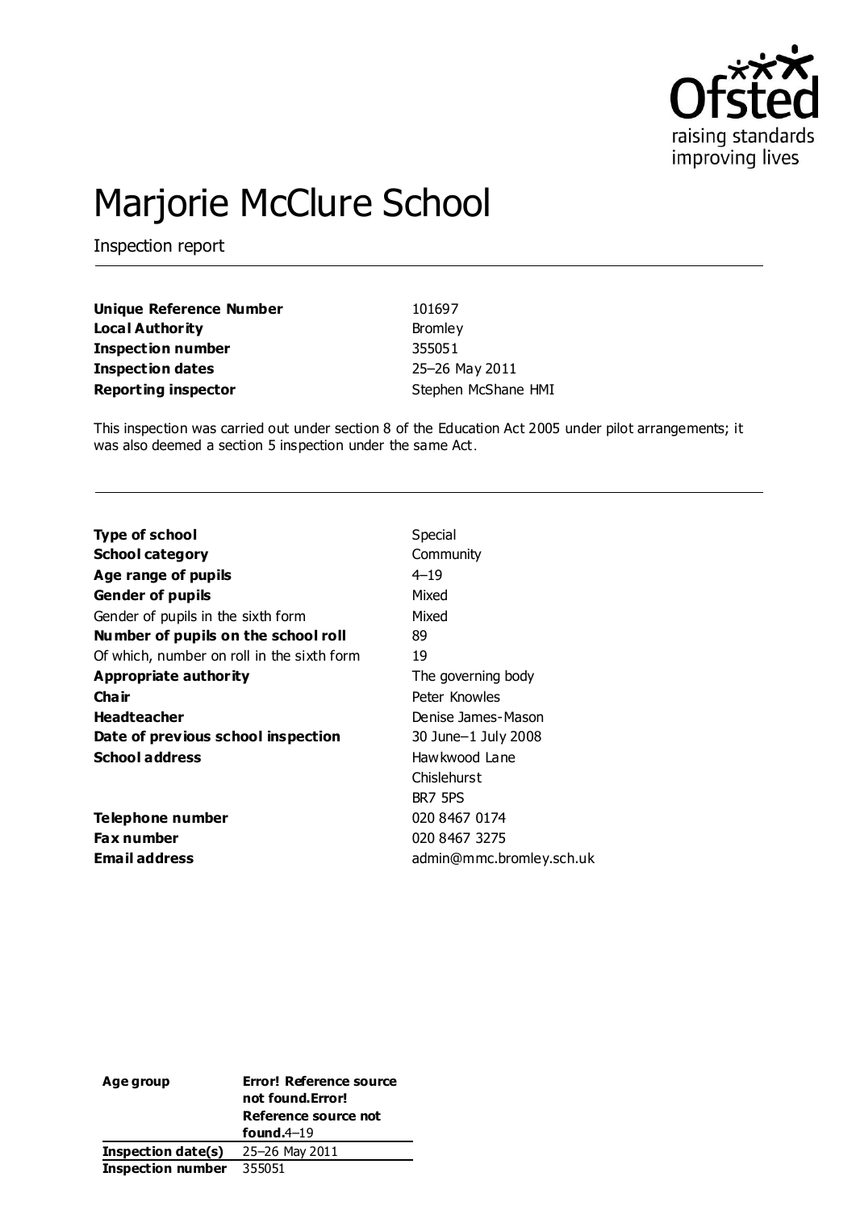# Marjorie McClure School

Inspection report

| | |
|---|---|
| **Unique Reference Number** | 101697 |
| **Local Authority** | Bromley |
| **Inspection number** | 355051 |
| **Inspection dates** | 25–26 May 2011 |
| **Reporting inspector** | Stephen McShane HMI |

This inspection was carried out under section 8 of the Education Act 2005 under pilot arrangements; it was also deemed a section 5 inspection under the same Act.

| | |
|---|---|
| **Type of school** | Special |
| **School category** | Community |
| **Age range of pupils** | 4–19 |
| **Gender of pupils** | Mixed |
| Gender of pupils in the sixth form | Mixed |
| **Number of pupils on the school roll** | 89 |
| Of which, number on roll in the sixth form | 19 |
| **Appropriate authority** | The governing body |
| **Chair** | Peter Knowles |
| **Headteacher** | Denise James-Mason |
| **Date of previous school inspection** | 30 June–1 July 2008 |
| **School address** | Hawkwood Lane<br>Chislehurst<br>BR7 5PS |
| **Telephone number** | 020 8467 0174 |
| **Fax number** | 020 8467 3275 |
| **Email address** | admin@mmc.bromley.sch.uk |

| | |
|---|---|
| **Age group** | **Error! Reference source not found.Error! Reference source not found.**4–19 |
| **Inspection date(s)** | 25–26 May 2011 |
| **Inspection number** | 355051 |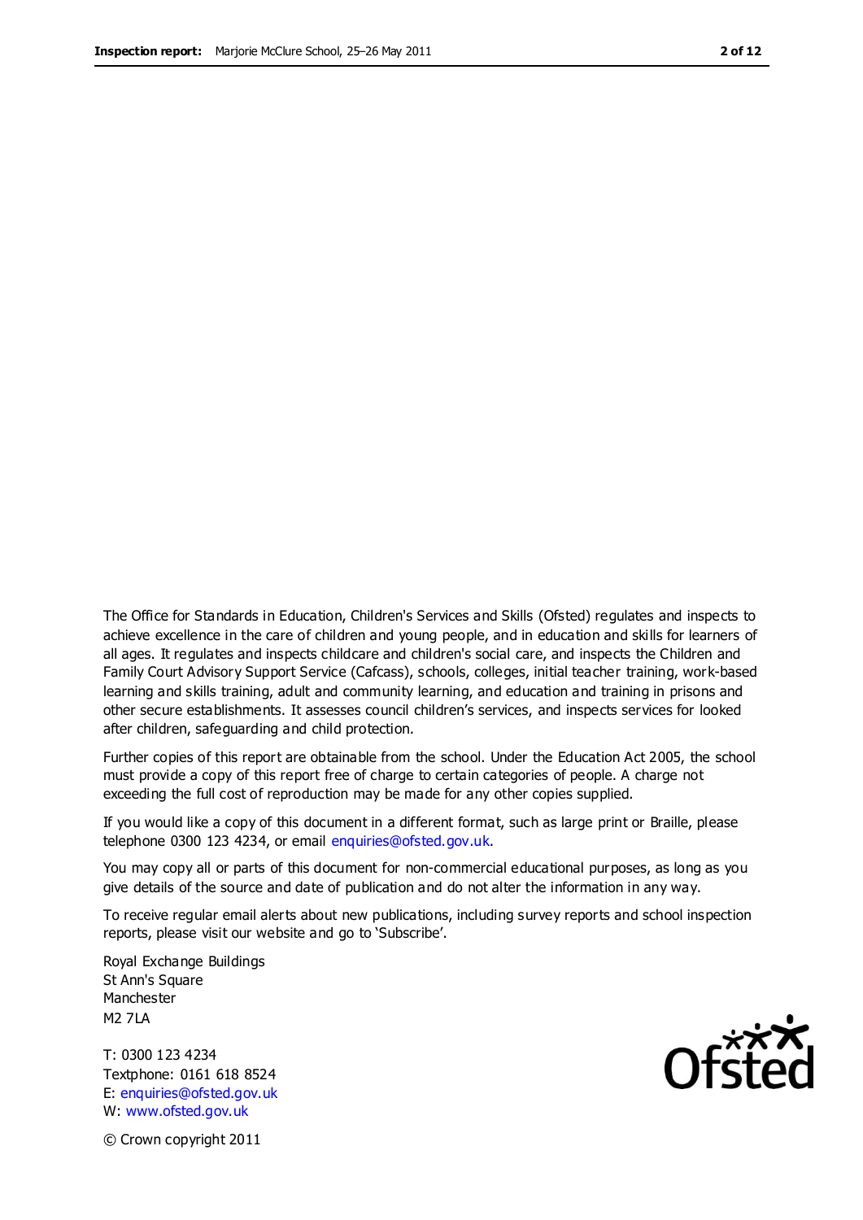The Office for Standards in Education, Children's Services and Skills (Ofsted) regulates and inspects to achieve excellence in the care of children and young people, and in education and skills for learners of all ages. It regulates and inspects childcare and children's social care, and inspects the Children and Family Court Advisory Support Service (Cafcass), schools, colleges, initial teacher training, work-based learning and skills training, adult and community learning, and education and training in prisons and other secure establishments. It assesses council children's services, and inspects services for looked after children, safeguarding and child protection.

Further copies of this report are obtainable from the school. Under the Education Act 2005, the school must provide a copy of this report free of charge to certain categories of people. A charge not exceeding the full cost of reproduction may be made for any other copies supplied.

If you would like a copy of this document in a different format, such as large print or Braille, please telephone 0300 123 4234, or email enquiries@ofsted.gov.uk.

You may copy all or parts of this document for non-commercial educational purposes, as long as you give details of the source and date of publication and do not alter the information in any way.

To receive regular email alerts about new publications, including survey reports and school inspection reports, please visit our website and go to 'Subscribe'.

Royal Exchange Buildings
St Ann's Square
Manchester
M2 7LA

T: 0300 123 4234
Textphone: 0161 618 8524
E: enquiries@ofsted.gov.uk
W: www.ofsted.gov.uk

© Crown copyright 2011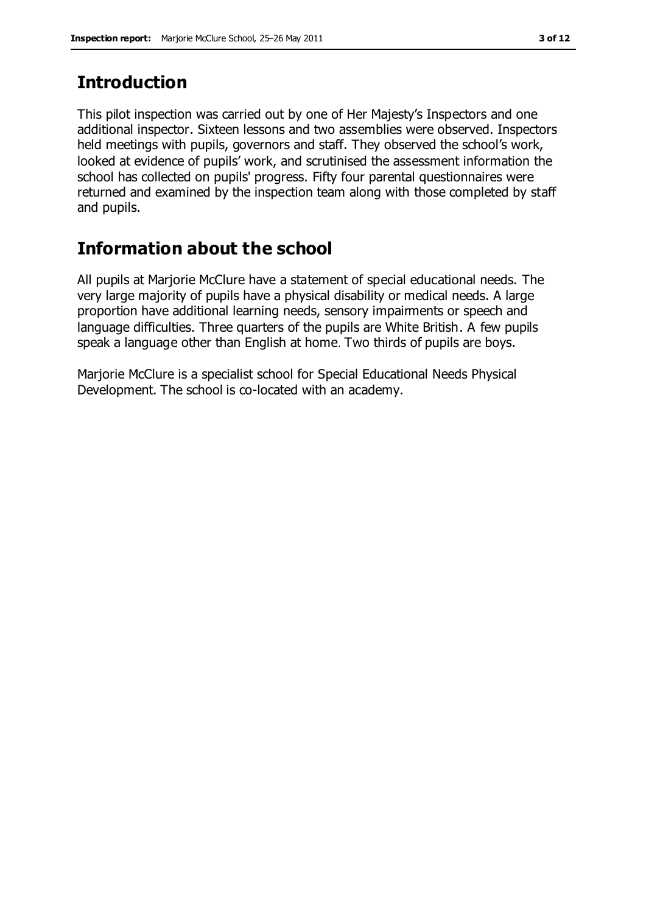## Introduction

This pilot inspection was carried out by one of Her Majesty's Inspectors and one additional inspector. Sixteen lessons and two assemblies were observed. Inspectors held meetings with pupils, governors and staff. They observed the school's work, looked at evidence of pupils' work, and scrutinised the assessment information the school has collected on pupils' progress. Fifty four parental questionnaires were returned and examined by the inspection team along with those completed by staff and pupils.

## Information about the school

All pupils at Marjorie McClure have a statement of special educational needs. The very large majority of pupils have a physical disability or medical needs. A large proportion have additional learning needs, sensory impairments or speech and language difficulties. Three quarters of the pupils are White British. A few pupils speak a language other than English at home. Two thirds of pupils are boys.

Marjorie McClure is a specialist school for Special Educational Needs Physical Development. The school is co-located with an academy.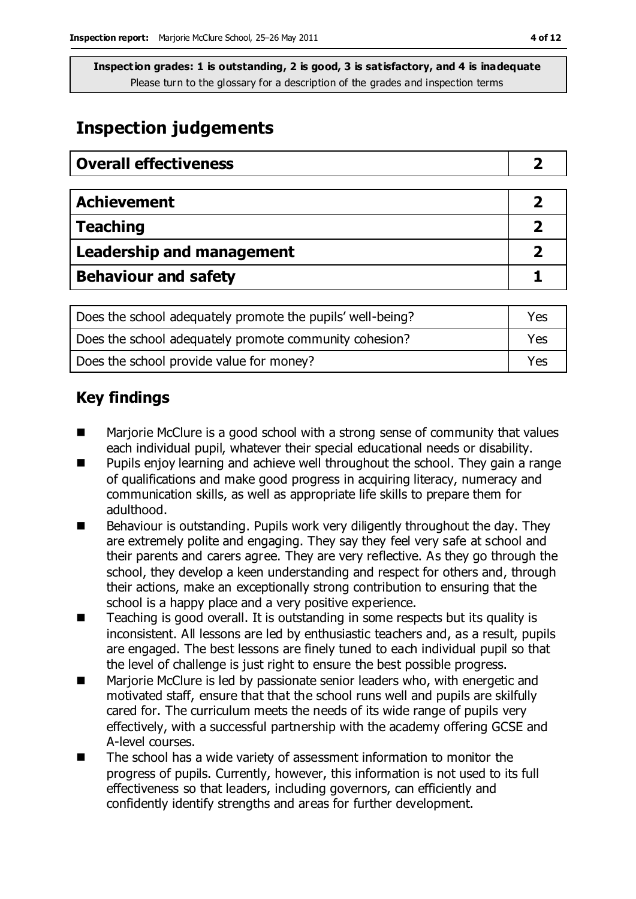**Inspection grades: 1 is outstanding, 2 is good, 3 is satisfactory, and 4 is inadequate**
Please turn to the glossary for a description of the grades and inspection terms

# Inspection judgements

| Overall effectiveness | 2 |
|---|---|

| Achievement | 2 |
|---|---|
| Teaching | 2 |
| Leadership and management | 2 |
| Behaviour and safety | 1 |

| Does the school adequately promote the pupils' well-being? | Yes |
|---|---|
| Does the school adequately promote community cohesion? | Yes |
| Does the school provide value for money? | Yes |

## Key findings

- Marjorie McClure is a good school with a strong sense of community that values each individual pupil, whatever their special educational needs or disability.
- Pupils enjoy learning and achieve well throughout the school. They gain a range of qualifications and make good progress in acquiring literacy, numeracy and communication skills, as well as appropriate life skills to prepare them for adulthood.
- Behaviour is outstanding. Pupils work very diligently throughout the day. They are extremely polite and engaging. They say they feel very safe at school and their parents and carers agree. They are very reflective. As they go through the school, they develop a keen understanding and respect for others and, through their actions, make an exceptionally strong contribution to ensuring that the school is a happy place and a very positive experience.
- Teaching is good overall. It is outstanding in some respects but its quality is inconsistent. All lessons are led by enthusiastic teachers and, as a result, pupils are engaged. The best lessons are finely tuned to each individual pupil so that the level of challenge is just right to ensure the best possible progress.
- Marjorie McClure is led by passionate senior leaders who, with energetic and motivated staff, ensure that that the school runs well and pupils are skilfully cared for. The curriculum meets the needs of its wide range of pupils very effectively, with a successful partnership with the academy offering GCSE and A-level courses.
- The school has a wide variety of assessment information to monitor the progress of pupils. Currently, however, this information is not used to its full effectiveness so that leaders, including governors, can efficiently and confidently identify strengths and areas for further development.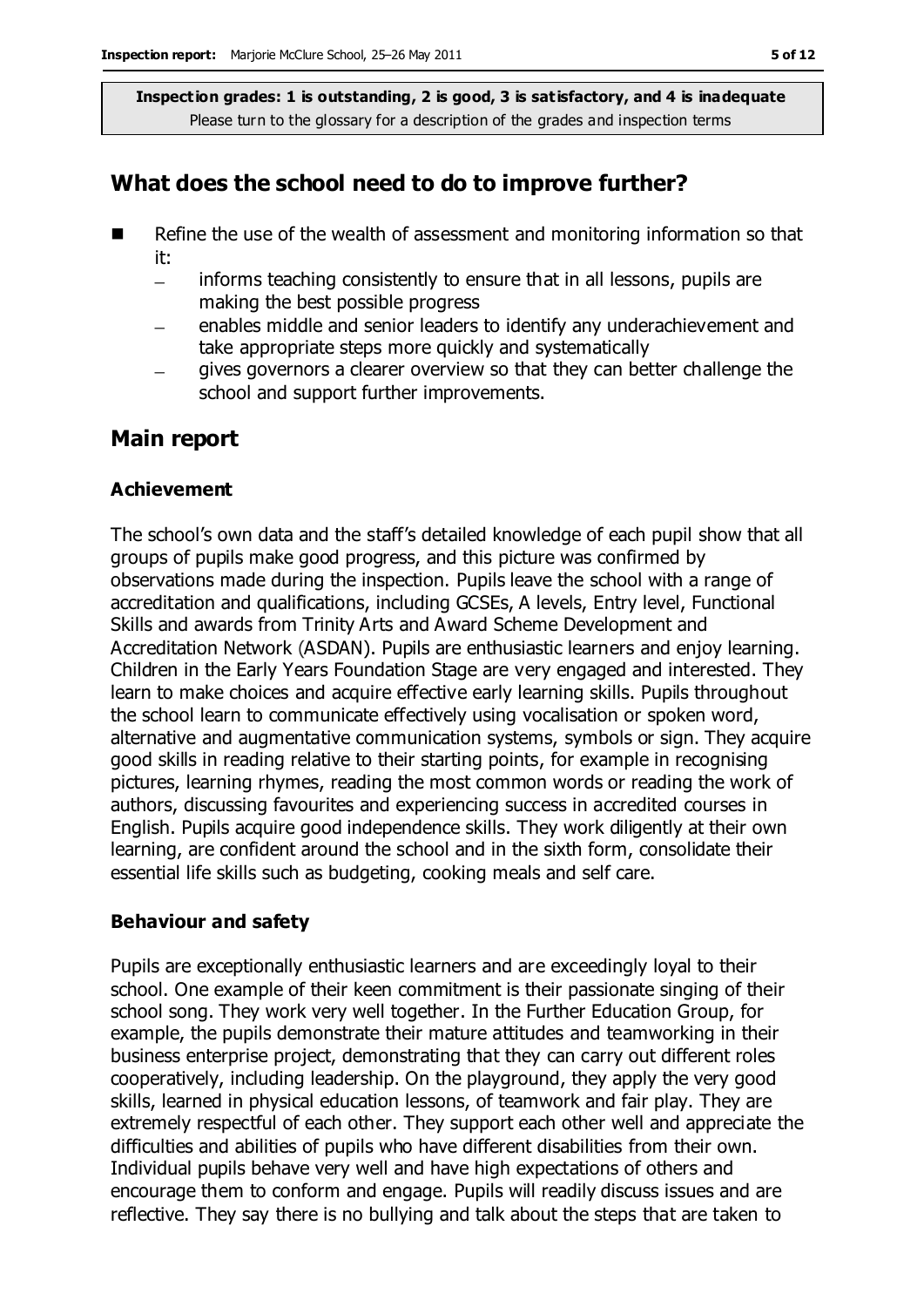**Inspection grades: 1 is outstanding, 2 is good, 3 is satisfactory, and 4 is inadequate**
Please turn to the glossary for a description of the grades and inspection terms

## What does the school need to do to improve further?

- Refine the use of the wealth of assessment and monitoring information so that it:
  - informs teaching consistently to ensure that in all lessons, pupils are making the best possible progress
  - enables middle and senior leaders to identify any underachievement and take appropriate steps more quickly and systematically
  - gives governors a clearer overview so that they can better challenge the school and support further improvements.

## Main report

### Achievement

The school's own data and the staff's detailed knowledge of each pupil show that all groups of pupils make good progress, and this picture was confirmed by observations made during the inspection. Pupils leave the school with a range of accreditation and qualifications, including GCSEs, A levels, Entry level, Functional Skills and awards from Trinity Arts and Award Scheme Development and Accreditation Network (ASDAN). Pupils are enthusiastic learners and enjoy learning. Children in the Early Years Foundation Stage are very engaged and interested. They learn to make choices and acquire effective early learning skills. Pupils throughout the school learn to communicate effectively using vocalisation or spoken word, alternative and augmentative communication systems, symbols or sign. They acquire good skills in reading relative to their starting points, for example in recognising pictures, learning rhymes, reading the most common words or reading the work of authors, discussing favourites and experiencing success in accredited courses in English. Pupils acquire good independence skills. They work diligently at their own learning, are confident around the school and in the sixth form, consolidate their essential life skills such as budgeting, cooking meals and self care.

### Behaviour and safety

Pupils are exceptionally enthusiastic learners and are exceedingly loyal to their school. One example of their keen commitment is their passionate singing of their school song. They work very well together. In the Further Education Group, for example, the pupils demonstrate their mature attitudes and teamworking in their business enterprise project, demonstrating that they can carry out different roles cooperatively, including leadership. On the playground, they apply the very good skills, learned in physical education lessons, of teamwork and fair play. They are extremely respectful of each other. They support each other well and appreciate the difficulties and abilities of pupils who have different disabilities from their own. Individual pupils behave very well and have high expectations of others and encourage them to conform and engage. Pupils will readily discuss issues and are reflective. They say there is no bullying and talk about the steps that are taken to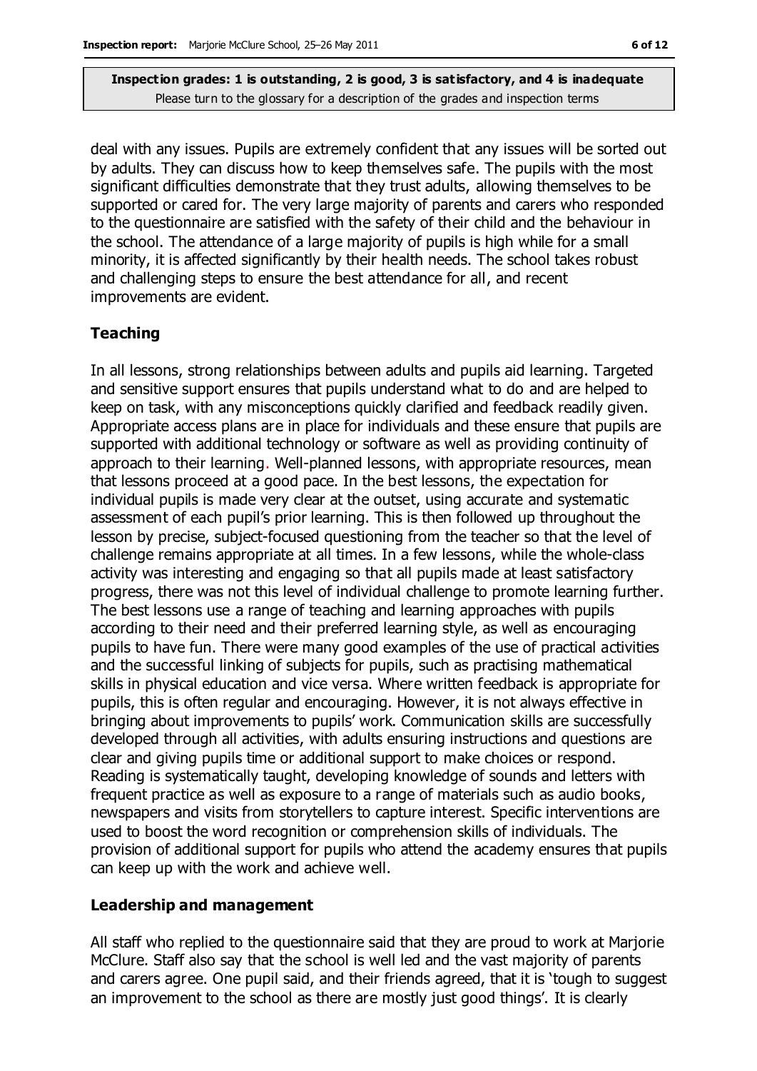deal with any issues. Pupils are extremely confident that any issues will be sorted out by adults. They can discuss how to keep themselves safe. The pupils with the most significant difficulties demonstrate that they trust adults, allowing themselves to be supported or cared for. The very large majority of parents and carers who responded to the questionnaire are satisfied with the safety of their child and the behaviour in the school. The attendance of a large majority of pupils is high while for a small minority, it is affected significantly by their health needs. The school takes robust and challenging steps to ensure the best attendance for all, and recent improvements are evident.

### Teaching

In all lessons, strong relationships between adults and pupils aid learning. Targeted and sensitive support ensures that pupils understand what to do and are helped to keep on task, with any misconceptions quickly clarified and feedback readily given. Appropriate access plans are in place for individuals and these ensure that pupils are supported with additional technology or software as well as providing continuity of approach to their learning. Well-planned lessons, with appropriate resources, mean that lessons proceed at a good pace. In the best lessons, the expectation for individual pupils is made very clear at the outset, using accurate and systematic assessment of each pupil's prior learning. This is then followed up throughout the lesson by precise, subject-focused questioning from the teacher so that the level of challenge remains appropriate at all times. In a few lessons, while the whole-class activity was interesting and engaging so that all pupils made at least satisfactory progress, there was not this level of individual challenge to promote learning further. The best lessons use a range of teaching and learning approaches with pupils according to their need and their preferred learning style, as well as encouraging pupils to have fun. There were many good examples of the use of practical activities and the successful linking of subjects for pupils, such as practising mathematical skills in physical education and vice versa. Where written feedback is appropriate for pupils, this is often regular and encouraging. However, it is not always effective in bringing about improvements to pupils' work. Communication skills are successfully developed through all activities, with adults ensuring instructions and questions are clear and giving pupils time or additional support to make choices or respond. Reading is systematically taught, developing knowledge of sounds and letters with frequent practice as well as exposure to a range of materials such as audio books, newspapers and visits from storytellers to capture interest. Specific interventions are used to boost the word recognition or comprehension skills of individuals. The provision of additional support for pupils who attend the academy ensures that pupils can keep up with the work and achieve well.

### Leadership and management

All staff who replied to the questionnaire said that they are proud to work at Marjorie McClure. Staff also say that the school is well led and the vast majority of parents and carers agree. One pupil said, and their friends agreed, that it is 'tough to suggest an improvement to the school as there are mostly just good things'. It is clearly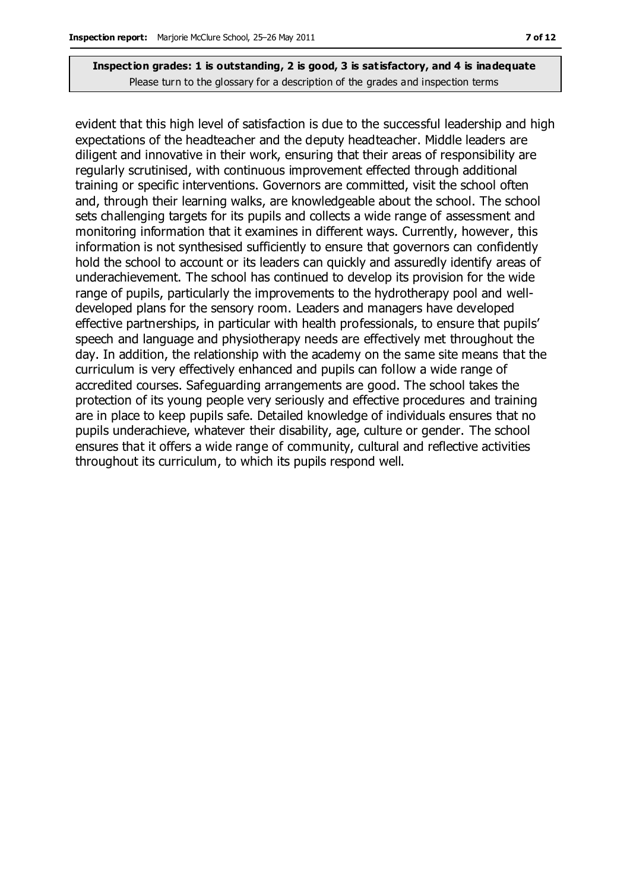**Inspection grades: 1 is outstanding, 2 is good, 3 is satisfactory, and 4 is inadequate**
Please turn to the glossary for a description of the grades and inspection terms

evident that this high level of satisfaction is due to the successful leadership and high expectations of the headteacher and the deputy headteacher. Middle leaders are diligent and innovative in their work, ensuring that their areas of responsibility are regularly scrutinised, with continuous improvement effected through additional training or specific interventions. Governors are committed, visit the school often and, through their learning walks, are knowledgeable about the school. The school sets challenging targets for its pupils and collects a wide range of assessment and monitoring information that it examines in different ways. Currently, however, this information is not synthesised sufficiently to ensure that governors can confidently hold the school to account or its leaders can quickly and assuredly identify areas of underachievement. The school has continued to develop its provision for the wide range of pupils, particularly the improvements to the hydrotherapy pool and well-developed plans for the sensory room. Leaders and managers have developed effective partnerships, in particular with health professionals, to ensure that pupils' speech and language and physiotherapy needs are effectively met throughout the day. In addition, the relationship with the academy on the same site means that the curriculum is very effectively enhanced and pupils can follow a wide range of accredited courses. Safeguarding arrangements are good. The school takes the protection of its young people very seriously and effective procedures and training are in place to keep pupils safe. Detailed knowledge of individuals ensures that no pupils underachieve, whatever their disability, age, culture or gender. The school ensures that it offers a wide range of community, cultural and reflective activities throughout its curriculum, to which its pupils respond well.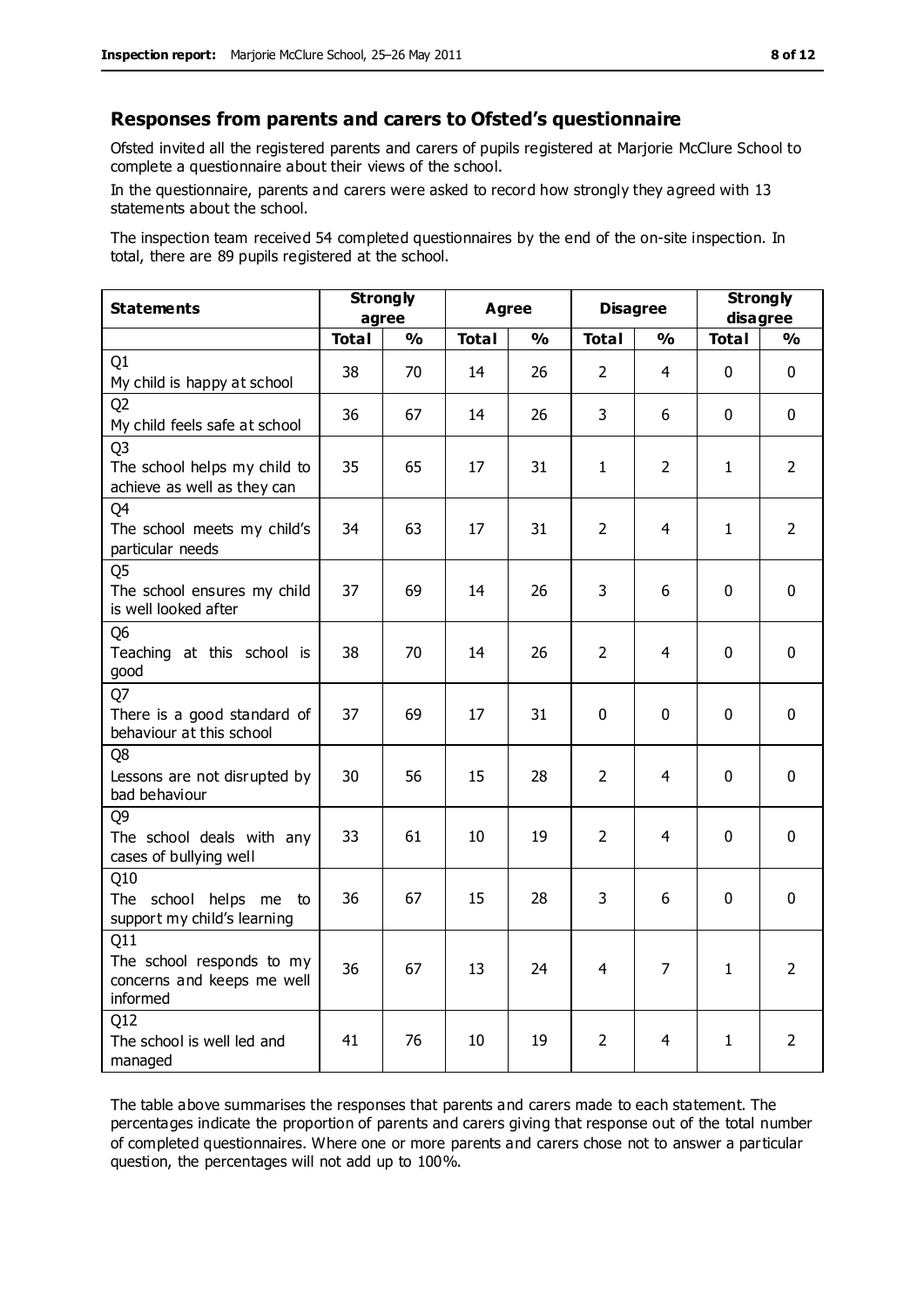## Responses from parents and carers to Ofsted's questionnaire

Ofsted invited all the registered parents and carers of pupils registered at Marjorie McClure School to complete a questionnaire about their views of the school.

In the questionnaire, parents and carers were asked to record how strongly they agreed with 13 statements about the school.

The inspection team received 54 completed questionnaires by the end of the on-site inspection. In total, there are 89 pupils registered at the school.

| Statements | Strongly agree | | Agree | | Disagree | | Strongly disagree | |
|---|---|---|---|---|---|---|---|---|
| | Total | % | Total | % | Total | % | Total | % |
| Q1 My child is happy at school | 38 | 70 | 14 | 26 | 2 | 4 | 0 | 0 |
| Q2 My child feels safe at school | 36 | 67 | 14 | 26 | 3 | 6 | 0 | 0 |
| Q3 The school helps my child to achieve as well as they can | 35 | 65 | 17 | 31 | 1 | 2 | 1 | 2 |
| Q4 The school meets my child's particular needs | 34 | 63 | 17 | 31 | 2 | 4 | 1 | 2 |
| Q5 The school ensures my child is well looked after | 37 | 69 | 14 | 26 | 3 | 6 | 0 | 0 |
| Q6 Teaching at this school is good | 38 | 70 | 14 | 26 | 2 | 4 | 0 | 0 |
| Q7 There is a good standard of behaviour at this school | 37 | 69 | 17 | 31 | 0 | 0 | 0 | 0 |
| Q8 Lessons are not disrupted by bad behaviour | 30 | 56 | 15 | 28 | 2 | 4 | 0 | 0 |
| Q9 The school deals with any cases of bullying well | 33 | 61 | 10 | 19 | 2 | 4 | 0 | 0 |
| Q10 The school helps me to support my child's learning | 36 | 67 | 15 | 28 | 3 | 6 | 0 | 0 |
| Q11 The school responds to my concerns and keeps me well informed | 36 | 67 | 13 | 24 | 4 | 7 | 1 | 2 |
| Q12 The school is well led and managed | 41 | 76 | 10 | 19 | 2 | 4 | 1 | 2 |

The table above summarises the responses that parents and carers made to each statement. The percentages indicate the proportion of parents and carers giving that response out of the total number of completed questionnaires. Where one or more parents and carers chose not to answer a particular question, the percentages will not add up to 100%.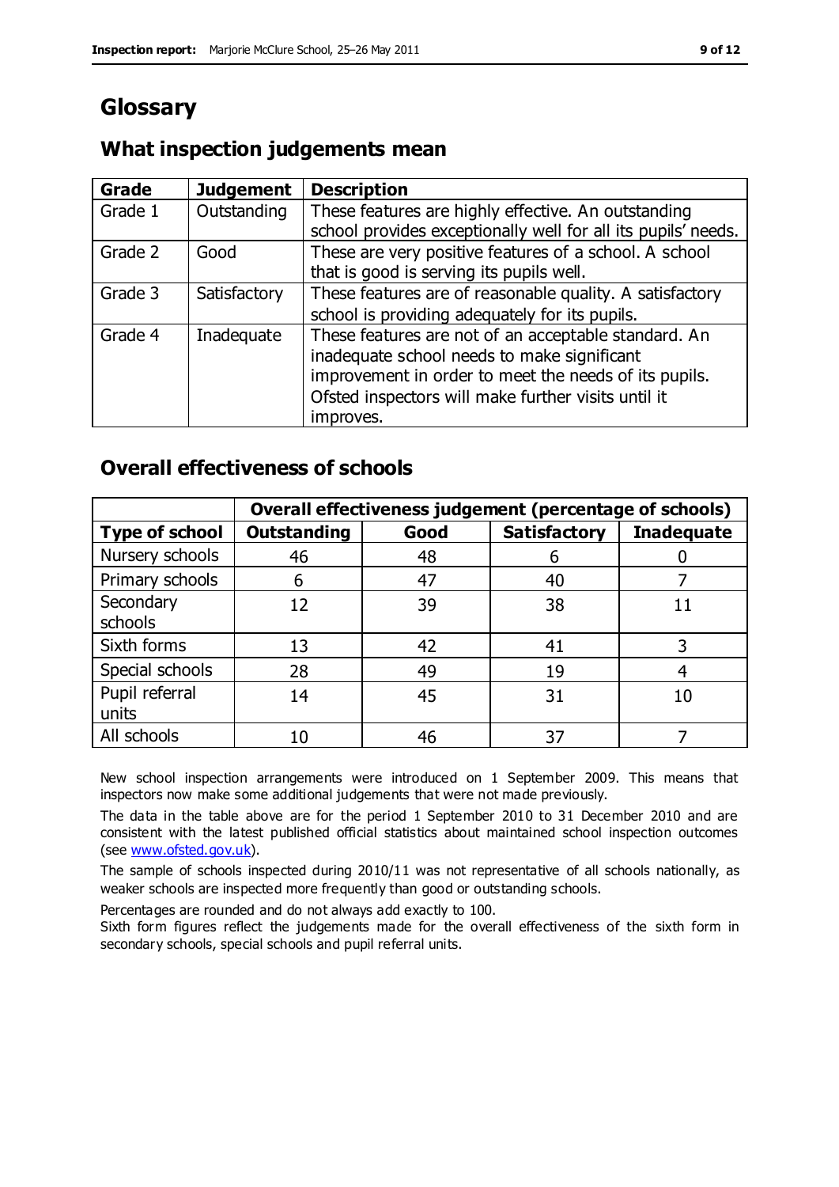# Glossary

## What inspection judgements mean

| Grade | Judgement | Description |
| --- | --- | --- |
| Grade 1 | Outstanding | These features are highly effective. An outstanding school provides exceptionally well for all its pupils' needs. |
| Grade 2 | Good | These are very positive features of a school. A school that is good is serving its pupils well. |
| Grade 3 | Satisfactory | These features are of reasonable quality. A satisfactory school is providing adequately for its pupils. |
| Grade 4 | Inadequate | These features are not of an acceptable standard. An inadequate school needs to make significant improvement in order to meet the needs of its pupils. Ofsted inspectors will make further visits until it improves. |

## Overall effectiveness of schools

| | Overall effectiveness judgement (percentage of schools) | | | |
| --- | --- | --- | --- | --- |
| **Type of school** | **Outstanding** | **Good** | **Satisfactory** | **Inadequate** |
| Nursery schools | 46 | 48 | 6 | 0 |
| Primary schools | 6 | 47 | 40 | 7 |
| Secondary schools | 12 | 39 | 38 | 11 |
| Sixth forms | 13 | 42 | 41 | 3 |
| Special schools | 28 | 49 | 19 | 4 |
| Pupil referral units | 14 | 45 | 31 | 10 |
| All schools | 10 | 46 | 37 | 7 |

New school inspection arrangements were introduced on 1 September 2009. This means that inspectors now make some additional judgements that were not made previously.

The data in the table above are for the period 1 September 2010 to 31 December 2010 and are consistent with the latest published official statistics about maintained school inspection outcomes (see www.ofsted.gov.uk).

The sample of schools inspected during 2010/11 was not representative of all schools nationally, as weaker schools are inspected more frequently than good or outstanding schools.

Percentages are rounded and do not always add exactly to 100.

Sixth form figures reflect the judgements made for the overall effectiveness of the sixth form in secondary schools, special schools and pupil referral units.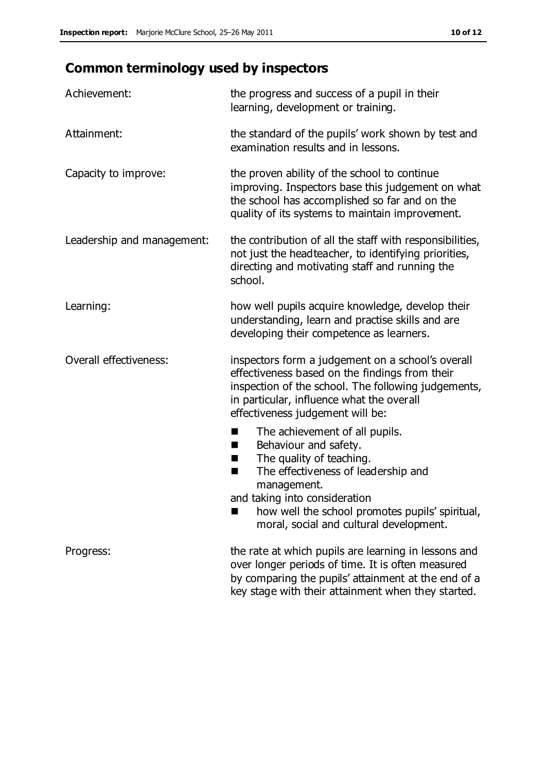## Common terminology used by inspectors

| | |
|---|---|
| Achievement: | the progress and success of a pupil in their learning, development or training. |
| Attainment: | the standard of the pupils' work shown by test and examination results and in lessons. |
| Capacity to improve: | the proven ability of the school to continue improving. Inspectors base this judgement on what the school has accomplished so far and on the quality of its systems to maintain improvement. |
| Leadership and management: | the contribution of all the staff with responsibilities, not just the headteacher, to identifying priorities, directing and motivating staff and running the school. |
| Learning: | how well pupils acquire knowledge, develop their understanding, learn and practise skills and are developing their competence as learners. |
| Overall effectiveness: | inspectors form a judgement on a school's overall effectiveness based on the findings from their inspection of the school. The following judgements, in particular, influence what the overall effectiveness judgement will be:<br>■ The achievement of all pupils.<br>■ Behaviour and safety.<br>■ The quality of teaching.<br>■ The effectiveness of leadership and management.<br>and taking into consideration<br>■ how well the school promotes pupils' spiritual, moral, social and cultural development. |
| Progress: | the rate at which pupils are learning in lessons and over longer periods of time. It is often measured by comparing the pupils' attainment at the end of a key stage with their attainment when they started. |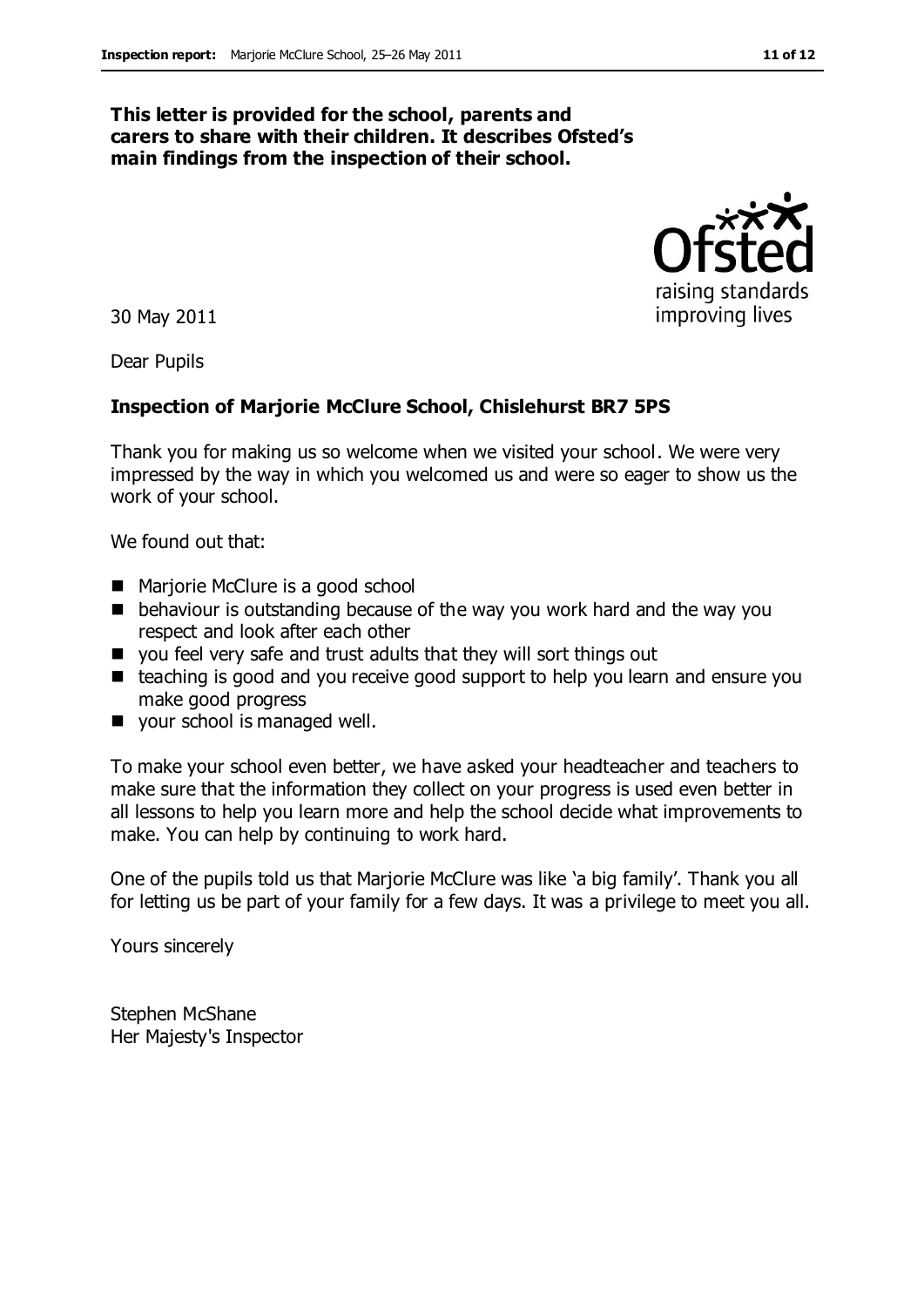**This letter is provided for the school, parents and carers to share with their children. It describes Ofsted's main findings from the inspection of their school.**

30 May 2011

Dear Pupils

**Inspection of Marjorie McClure School, Chislehurst BR7 5PS**

Thank you for making us so welcome when we visited your school. We were very impressed by the way in which you welcomed us and were so eager to show us the work of your school.

We found out that:

- Marjorie McClure is a good school
- behaviour is outstanding because of the way you work hard and the way you respect and look after each other
- you feel very safe and trust adults that they will sort things out
- teaching is good and you receive good support to help you learn and ensure you make good progress
- your school is managed well.

To make your school even better, we have asked your headteacher and teachers to make sure that the information they collect on your progress is used even better in all lessons to help you learn more and help the school decide what improvements to make. You can help by continuing to work hard.

One of the pupils told us that Marjorie McClure was like 'a big family'. Thank you all for letting us be part of your family for a few days. It was a privilege to meet you all.

Yours sincerely

Stephen McShane
Her Majesty's Inspector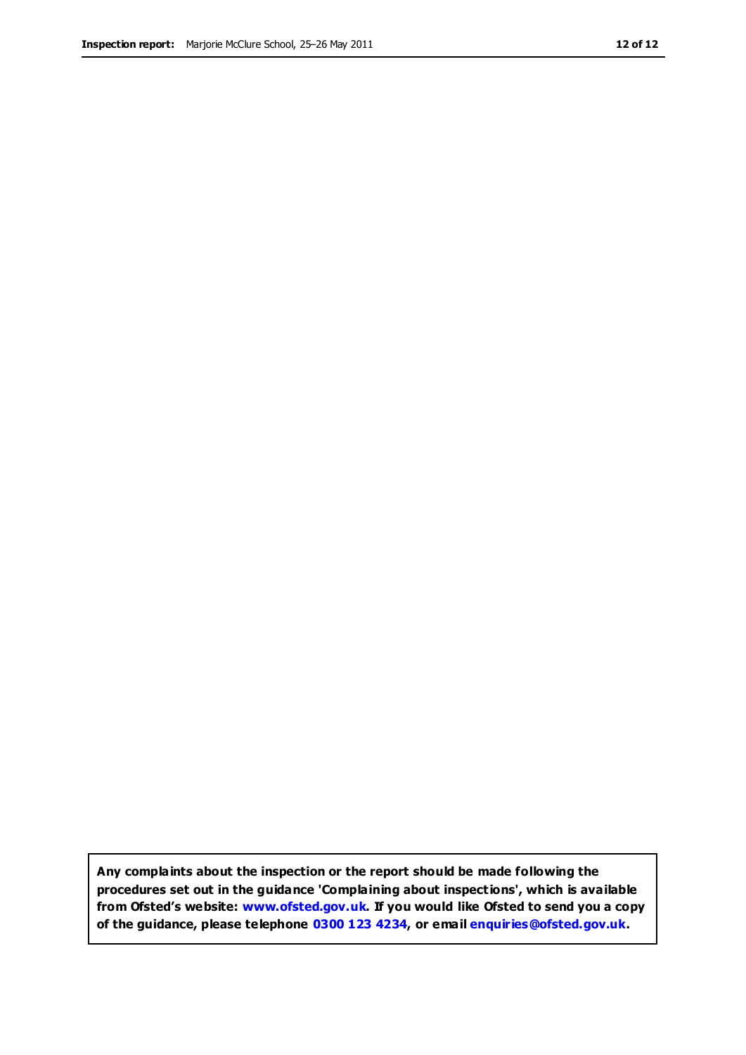**Any complaints about the inspection or the report should be made following the procedures set out in the guidance 'Complaining about inspections', which is available from Ofsted's website: www.ofsted.gov.uk. If you would like Ofsted to send you a copy of the guidance, please telephone 0300 123 4234, or email enquiries@ofsted.gov.uk.**